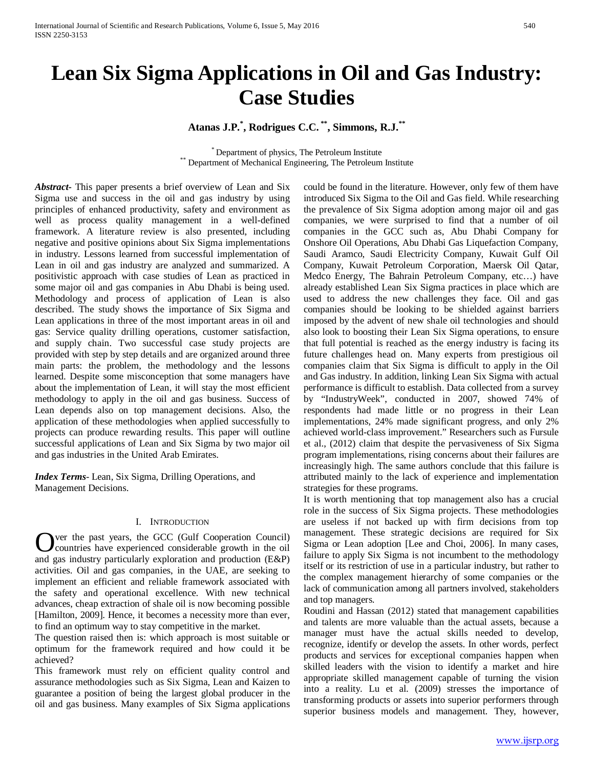# Lean Six Sigma Applications in Oil and Gas Industry: Case Studies

**Atanas J.P.[*], Rodrigues C.C.[**], Simmons, R.J.[**]**

[*] Department of physics, The Petroleum Institute
[**] Department of Mechanical Engineering, The Petroleum Institute

***Abstract***- This paper presents a brief overview of Lean and Six Sigma use and success in the oil and gas industry by using principles of enhanced productivity, safety and environment as well as process quality management in a well-defined framework. A literature review is also presented, including negative and positive opinions about Six Sigma implementations in industry. Lessons learned from successful implementation of Lean in oil and gas industry are analyzed and summarized. A positivistic approach with case studies of Lean as practiced in some major oil and gas companies in Abu Dhabi is being used. Methodology and process of application of Lean is also described. The study shows the importance of Six Sigma and Lean applications in three of the most important areas in oil and gas: Service quality drilling operations, customer satisfaction, and supply chain. Two successful case study projects are provided with step by step details and are organized around three main parts: the problem, the methodology and the lessons learned. Despite some misconception that some managers have about the implementation of Lean, it will stay the most efficient methodology to apply in the oil and gas business. Success of Lean depends also on top management decisions. Also, the application of these methodologies when applied successfully to projects can produce rewarding results. This paper will outline successful applications of Lean and Six Sigma by two major oil and gas industries in the United Arab Emirates.

***Index Terms***- Lean, Six Sigma, Drilling Operations, and Management Decisions.

## I. Introduction

Over the past years, the GCC (Gulf Cooperation Council) countries have experienced considerable growth in the oil and gas industry particularly exploration and production (E&P) activities. Oil and gas companies, in the UAE, are seeking to implement an efficient and reliable framework associated with the safety and operational excellence. With new technical advances, cheap extraction of shale oil is now becoming possible [Hamilton, 2009]. Hence, it becomes a necessity more than ever, to find an optimum way to stay competitive in the market.

The question raised then is: which approach is most suitable or optimum for the framework required and how could it be achieved?

This framework must rely on efficient quality control and assurance methodologies such as Six Sigma, Lean and Kaizen to guarantee a position of being the largest global producer in the oil and gas business. Many examples of Six Sigma applications could be found in the literature. However, only few of them have introduced Six Sigma to the Oil and Gas field. While researching the prevalence of Six Sigma adoption among major oil and gas companies, we were surprised to find that a number of oil companies in the GCC such as, Abu Dhabi Company for Onshore Oil Operations, Abu Dhabi Gas Liquefaction Company, Saudi Aramco, Saudi Electricity Company, Kuwait Gulf Oil Company, Kuwait Petroleum Corporation, Maersk Oil Qatar, Medco Energy, The Bahrain Petroleum Company, etc…) have already established Lean Six Sigma practices in place which are used to address the new challenges they face. Oil and gas companies should be looking to be shielded against barriers imposed by the advent of new shale oil technologies and should also look to boosting their Lean Six Sigma operations, to ensure that full potential is reached as the energy industry is facing its future challenges head on. Many experts from prestigious oil companies claim that Six Sigma is difficult to apply in the Oil and Gas industry. In addition, linking Lean Six Sigma with actual performance is difficult to establish. Data collected from a survey by "IndustryWeek", conducted in 2007, showed 74% of respondents had made little or no progress in their Lean implementations, 24% made significant progress, and only 2% achieved world-class improvement." Researchers such as Fursule et al., (2012) claim that despite the pervasiveness of Six Sigma program implementations, rising concerns about their failures are increasingly high. The same authors conclude that this failure is attributed mainly to the lack of experience and implementation strategies for these programs.

It is worth mentioning that top management also has a crucial role in the success of Six Sigma projects. These methodologies are useless if not backed up with firm decisions from top management. These strategic decisions are required for Six Sigma or Lean adoption [Lee and Choi, 2006]. In many cases, failure to apply Six Sigma is not incumbent to the methodology itself or its restriction of use in a particular industry, but rather to the complex management hierarchy of some companies or the lack of communication among all partners involved, stakeholders and top managers.

Roudini and Hassan (2012) stated that management capabilities and talents are more valuable than the actual assets, because a manager must have the actual skills needed to develop, recognize, identify or develop the assets. In other words, perfect products and services for exceptional companies happen when skilled leaders with the vision to identify a market and hire appropriate skilled management capable of turning the vision into a reality. Lu et al. (2009) stresses the importance of transforming products or assets into superior performers through superior business models and management. They, however,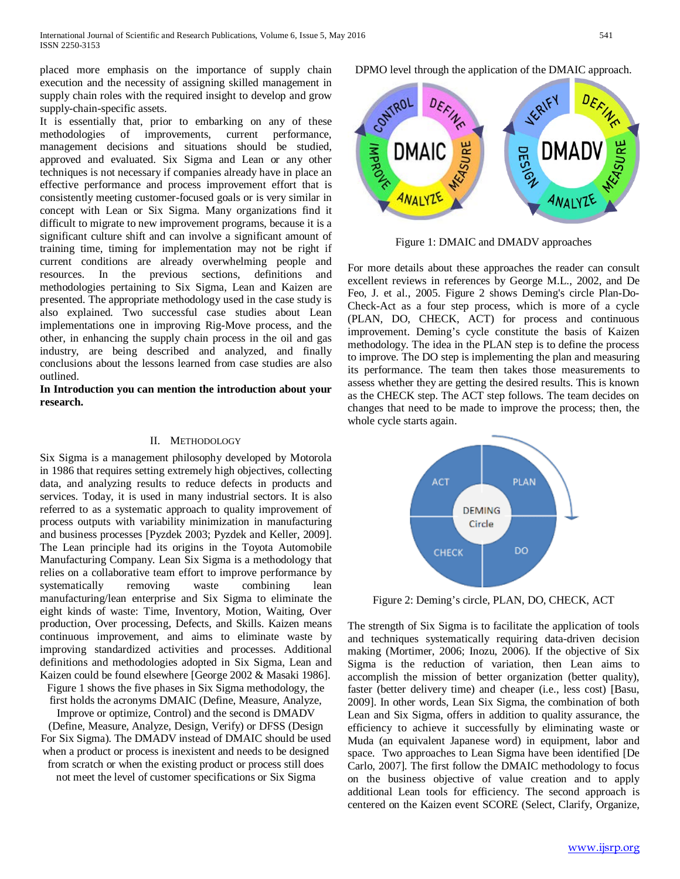placed more emphasis on the importance of supply chain execution and the necessity of assigning skilled management in supply chain roles with the required insight to develop and grow supply-chain-specific assets.

It is essentially that, prior to embarking on any of these methodologies of improvements, current performance, management decisions and situations should be studied, approved and evaluated. Six Sigma and Lean or any other techniques is not necessary if companies already have in place an effective performance and process improvement effort that is consistently meeting customer-focused goals or is very similar in concept with Lean or Six Sigma. Many organizations find it difficult to migrate to new improvement programs, because it is a significant culture shift and can involve a significant amount of training time, timing for implementation may not be right if current conditions are already overwhelming people and resources. In the previous sections, definitions and methodologies pertaining to Six Sigma, Lean and Kaizen are presented. The appropriate methodology used in the case study is also explained. Two successful case studies about Lean implementations one in improving Rig-Move process, and the other, in enhancing the supply chain process in the oil and gas industry, are being described and analyzed, and finally conclusions about the lessons learned from case studies are also outlined.

**In Introduction you can mention the introduction about your research.**

## II. METHODOLOGY

Six Sigma is a management philosophy developed by Motorola in 1986 that requires setting extremely high objectives, collecting data, and analyzing results to reduce defects in products and services. Today, it is used in many industrial sectors. It is also referred to as a systematic approach to quality improvement of process outputs with variability minimization in manufacturing and business processes [Pyzdek 2003; Pyzdek and Keller, 2009]. The Lean principle had its origins in the Toyota Automobile Manufacturing Company. Lean Six Sigma is a methodology that relies on a collaborative team effort to improve performance by systematically removing waste combining lean manufacturing/lean enterprise and Six Sigma to eliminate the eight kinds of waste: Time, Inventory, Motion, Waiting, Over production, Over processing, Defects, and Skills. Kaizen means continuous improvement, and aims to eliminate waste by improving standardized activities and processes. Additional definitions and methodologies adopted in Six Sigma, Lean and Kaizen could be found elsewhere [George 2002 & Masaki 1986].

Figure 1 shows the five phases in Six Sigma methodology, the first holds the acronyms DMAIC (Define, Measure, Analyze, Improve or optimize, Control) and the second is DMADV (Define, Measure, Analyze, Design, Verify) or DFSS (Design For Six Sigma). The DMADV instead of DMAIC should be used when a product or process is inexistent and needs to be designed from scratch or when the existing product or process still does not meet the level of customer specifications or Six Sigma DPMO level through the application of the DMAIC approach.

Figure 1: DMAIC and DMADV approaches

For more details about these approaches the reader can consult excellent reviews in references by George M.L., 2002, and De Feo, J. et al., 2005. Figure 2 shows Deming's circle Plan-Do-Check-Act as a four step process, which is more of a cycle (PLAN, DO, CHECK, ACT) for process and continuous improvement. Deming's cycle constitute the basis of Kaizen methodology. The idea in the PLAN step is to define the process to improve. The DO step is implementing the plan and measuring its performance. The team then takes those measurements to assess whether they are getting the desired results. This is known as the CHECK step. The ACT step follows. The team decides on changes that need to be made to improve the process; then, the whole cycle starts again.

Figure 2: Deming's circle, PLAN, DO, CHECK, ACT

The strength of Six Sigma is to facilitate the application of tools and techniques systematically requiring data-driven decision making (Mortimer, 2006; Inozu, 2006). If the objective of Six Sigma is the reduction of variation, then Lean aims to accomplish the mission of better organization (better quality), faster (better delivery time) and cheaper (i.e., less cost) [Basu, 2009]. In other words, Lean Six Sigma, the combination of both Lean and Six Sigma, offers in addition to quality assurance, the efficiency to achieve it successfully by eliminating waste or Muda (an equivalent Japanese word) in equipment, labor and space. Two approaches to Lean Sigma have been identified [De Carlo, 2007]. The first follow the DMAIC methodology to focus on the business objective of value creation and to apply additional Lean tools for efficiency. The second approach is centered on the Kaizen event SCORE (Select, Clarify, Organize,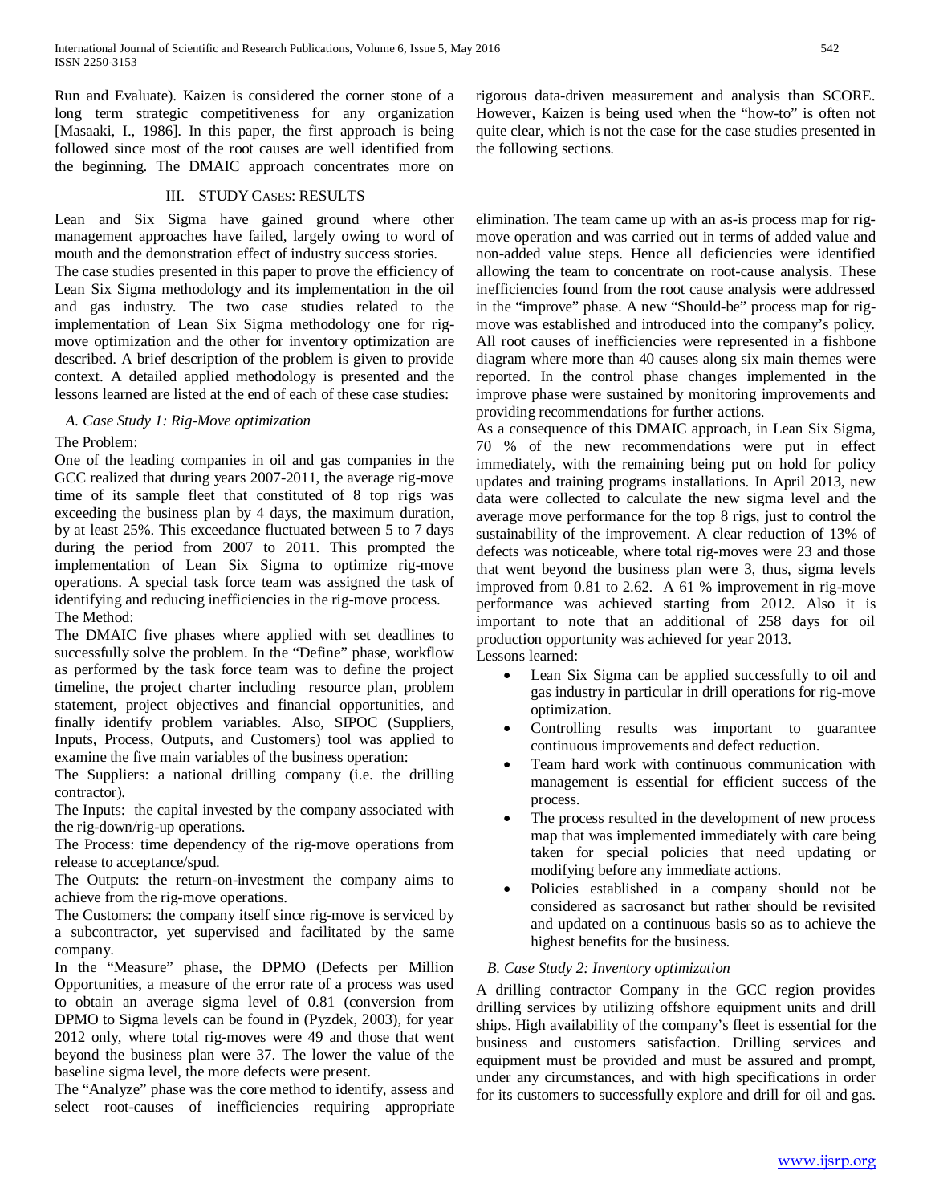Run and Evaluate). Kaizen is considered the corner stone of a long term strategic competitiveness for any organization [Masaaki, I., 1986]. In this paper, the first approach is being followed since most of the root causes are well identified from the beginning. The DMAIC approach concentrates more on rigorous data-driven measurement and analysis than SCORE. However, Kaizen is being used when the "how-to" is often not quite clear, which is not the case for the case studies presented in the following sections.

## III. Study Cases: Results

Lean and Six Sigma have gained ground where other management approaches have failed, largely owing to word of mouth and the demonstration effect of industry success stories.
The case studies presented in this paper to prove the efficiency of Lean Six Sigma methodology and its implementation in the oil and gas industry. The two case studies related to the implementation of Lean Six Sigma methodology one for rig-move optimization and the other for inventory optimization are described. A brief description of the problem is given to provide context. A detailed applied methodology is presented and the lessons learned are listed at the end of each of these case studies:

### *A. Case Study 1: Rig-Move optimization*

The Problem:
One of the leading companies in oil and gas companies in the GCC realized that during years 2007-2011, the average rig-move time of its sample fleet that constituted of 8 top rigs was exceeding the business plan by 4 days, the maximum duration, by at least 25%. This exceedance fluctuated between 5 to 7 days during the period from 2007 to 2011. This prompted the implementation of Lean Six Sigma to optimize rig-move operations. A special task force team was assigned the task of identifying and reducing inefficiencies in the rig-move process.
The Method:
The DMAIC five phases where applied with set deadlines to successfully solve the problem. In the "Define" phase, workflow as performed by the task force team was to define the project timeline, the project charter including resource plan, problem statement, project objectives and financial opportunities, and finally identify problem variables. Also, SIPOC (Suppliers, Inputs, Process, Outputs, and Customers) tool was applied to examine the five main variables of the business operation:
The Suppliers: a national drilling company (i.e. the drilling contractor).
The Inputs: the capital invested by the company associated with the rig-down/rig-up operations.
The Process: time dependency of the rig-move operations from release to acceptance/spud.
The Outputs: the return-on-investment the company aims to achieve from the rig-move operations.
The Customers: the company itself since rig-move is serviced by a subcontractor, yet supervised and facilitated by the same company.
In the "Measure" phase, the DPMO (Defects per Million Opportunities, a measure of the error rate of a process was used to obtain an average sigma level of 0.81 (conversion from DPMO to Sigma levels can be found in (Pyzdek, 2003), for year 2012 only, where total rig-moves were 49 and those that went beyond the business plan were 37. The lower the value of the baseline sigma level, the more defects were present.
The "Analyze" phase was the core method to identify, assess and select root-causes of inefficiencies requiring appropriate elimination. The team came up with an as-is process map for rig-move operation and was carried out in terms of added value and non-added value steps. Hence all deficiencies were identified allowing the team to concentrate on root-cause analysis. These inefficiencies found from the root cause analysis were addressed in the "improve" phase. A new "Should-be" process map for rig-move was established and introduced into the company's policy. All root causes of inefficiencies were represented in a fishbone diagram where more than 40 causes along six main themes were reported. In the control phase changes implemented in the improve phase were sustained by monitoring improvements and providing recommendations for further actions.
As a consequence of this DMAIC approach, in Lean Six Sigma, 70 % of the new recommendations were put in effect immediately, with the remaining being put on hold for policy updates and training programs installations. In April 2013, new data were collected to calculate the new sigma level and the average move performance for the top 8 rigs, just to control the sustainability of the improvement. A clear reduction of 13% of defects was noticeable, where total rig-moves were 23 and those that went beyond the business plan were 3, thus, sigma levels improved from 0.81 to 2.62. A 61 % improvement in rig-move performance was achieved starting from 2012. Also it is important to note that an additional of 258 days for oil production opportunity was achieved for year 2013.
Lessons learned:

- Lean Six Sigma can be applied successfully to oil and gas industry in particular in drill operations for rig-move optimization.
- Controlling results was important to guarantee continuous improvements and defect reduction.
- Team hard work with continuous communication with management is essential for efficient success of the process.
- The process resulted in the development of new process map that was implemented immediately with care being taken for special policies that need updating or modifying before any immediate actions.
- Policies established in a company should not be considered as sacrosanct but rather should be revisited and updated on a continuous basis so as to achieve the highest benefits for the business.

### *B. Case Study 2: Inventory optimization*

A drilling contractor Company in the GCC region provides drilling services by utilizing offshore equipment units and drill ships. High availability of the company's fleet is essential for the business and customers satisfaction. Drilling services and equipment must be provided and must be assured and prompt, under any circumstances, and with high specifications in order for its customers to successfully explore and drill for oil and gas.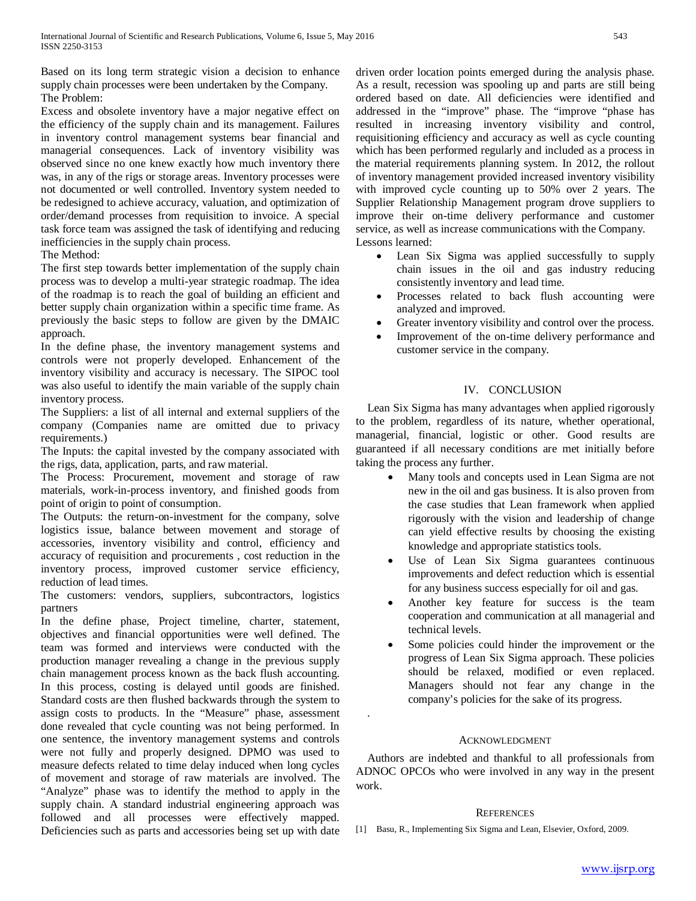Based on its long term strategic vision a decision to enhance supply chain processes were been undertaken by the Company.

The Problem:

Excess and obsolete inventory have a major negative effect on the efficiency of the supply chain and its management. Failures in inventory control management systems bear financial and managerial consequences. Lack of inventory visibility was observed since no one knew exactly how much inventory there was, in any of the rigs or storage areas. Inventory processes were not documented or well controlled. Inventory system needed to be redesigned to achieve accuracy, valuation, and optimization of order/demand processes from requisition to invoice. A special task force team was assigned the task of identifying and reducing inefficiencies in the supply chain process.

The Method:

The first step towards better implementation of the supply chain process was to develop a multi-year strategic roadmap. The idea of the roadmap is to reach the goal of building an efficient and better supply chain organization within a specific time frame. As previously the basic steps to follow are given by the DMAIC approach.

In the define phase, the inventory management systems and controls were not properly developed. Enhancement of the inventory visibility and accuracy is necessary. The SIPOC tool was also useful to identify the main variable of the supply chain inventory process.

The Suppliers: a list of all internal and external suppliers of the company (Companies name are omitted due to privacy requirements.)

The Inputs: the capital invested by the company associated with the rigs, data, application, parts, and raw material.

The Process: Procurement, movement and storage of raw materials, work-in-process inventory, and finished goods from point of origin to point of consumption.

The Outputs: the return-on-investment for the company, solve logistics issue, balance between movement and storage of accessories, inventory visibility and control, efficiency and accuracy of requisition and procurements , cost reduction in the inventory process, improved customer service efficiency, reduction of lead times.

The customers: vendors, suppliers, subcontractors, logistics partners

In the define phase, Project timeline, charter, statement, objectives and financial opportunities were well defined. The team was formed and interviews were conducted with the production manager revealing a change in the previous supply chain management process known as the back flush accounting. In this process, costing is delayed until goods are finished. Standard costs are then flushed backwards through the system to assign costs to products. In the "Measure" phase, assessment done revealed that cycle counting was not being performed. In one sentence, the inventory management systems and controls were not fully and properly designed. DPMO was used to measure defects related to time delay induced when long cycles of movement and storage of raw materials are involved. The "Analyze" phase was to identify the method to apply in the supply chain. A standard industrial engineering approach was followed and all processes were effectively mapped. Deficiencies such as parts and accessories being set up with date driven order location points emerged during the analysis phase. As a result, recession was spooling up and parts are still being ordered based on date. All deficiencies were identified and addressed in the "improve" phase. The "improve "phase has resulted in increasing inventory visibility and control, requisitioning efficiency and accuracy as well as cycle counting which has been performed regularly and included as a process in the material requirements planning system. In 2012, the rollout of inventory management provided increased inventory visibility with improved cycle counting up to 50% over 2 years. The Supplier Relationship Management program drove suppliers to improve their on-time delivery performance and customer service, as well as increase communications with the Company.

Lessons learned:

- Lean Six Sigma was applied successfully to supply chain issues in the oil and gas industry reducing consistently inventory and lead time.
- Processes related to back flush accounting were analyzed and improved.
- Greater inventory visibility and control over the process.
- Improvement of the on-time delivery performance and customer service in the company.

## IV. Conclusion

Lean Six Sigma has many advantages when applied rigorously to the problem, regardless of its nature, whether operational, managerial, financial, logistic or other. Good results are guaranteed if all necessary conditions are met initially before taking the process any further.

- Many tools and concepts used in Lean Sigma are not new in the oil and gas business. It is also proven from the case studies that Lean framework when applied rigorously with the vision and leadership of change can yield effective results by choosing the existing knowledge and appropriate statistics tools.
- Use of Lean Six Sigma guarantees continuous improvements and defect reduction which is essential for any business success especially for oil and gas.
- Another key feature for success is the team cooperation and communication at all managerial and technical levels.
- Some policies could hinder the improvement or the progress of Lean Six Sigma approach. These policies should be relaxed, modified or even replaced. Managers should not fear any change in the company's policies for the sake of its progress.

.

## Acknowledgment

Authors are indebted and thankful to all professionals from ADNOC OPCOs who were involved in any way in the present work.

## References

[1] Basu, R., Implementing Six Sigma and Lean, Elsevier, Oxford, 2009.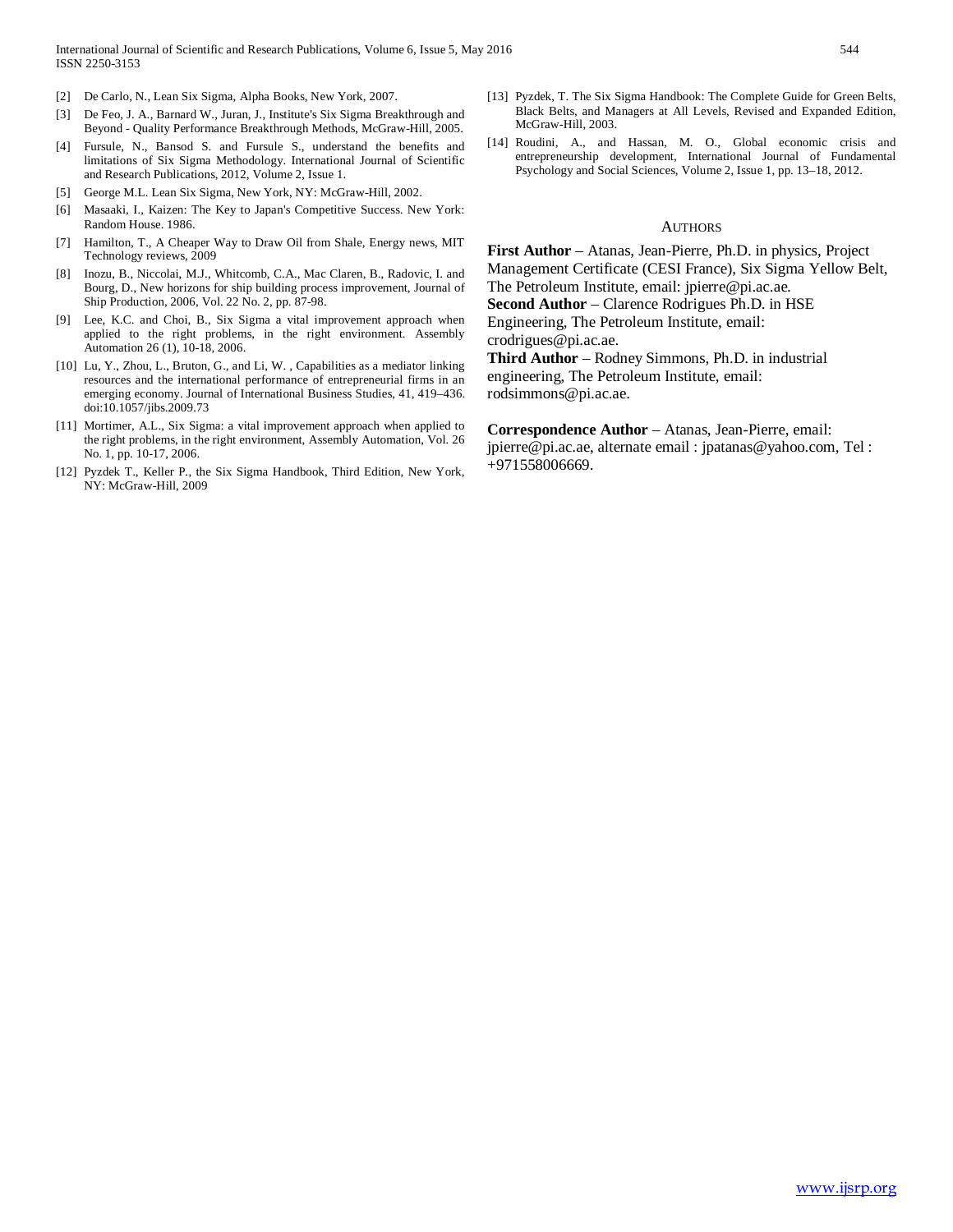[2] De Carlo, N., Lean Six Sigma, Alpha Books, New York, 2007.

[3] De Feo, J. A., Barnard W., Juran, J., Institute's Six Sigma Breakthrough and Beyond - Quality Performance Breakthrough Methods, McGraw-Hill, 2005.

[4] Fursule, N., Bansod S. and Fursule S., understand the benefits and limitations of Six Sigma Methodology. International Journal of Scientific and Research Publications, 2012, Volume 2, Issue 1.

[5] George M.L. Lean Six Sigma, New York, NY: McGraw-Hill, 2002.

[6] Masaaki, I., Kaizen: The Key to Japan's Competitive Success. New York: Random House. 1986.

[7] Hamilton, T., A Cheaper Way to Draw Oil from Shale, Energy news, MIT Technology reviews, 2009

[8] Inozu, B., Niccolai, M.J., Whitcomb, C.A., Mac Claren, B., Radovic, I. and Bourg, D., New horizons for ship building process improvement, Journal of Ship Production, 2006, Vol. 22 No. 2, pp. 87-98.

[9] Lee, K.C. and Choi, B., Six Sigma a vital improvement approach when applied to the right problems, in the right environment. Assembly Automation 26 (1), 10-18, 2006.

[10] Lu, Y., Zhou, L., Bruton, G., and Li, W. , Capabilities as a mediator linking resources and the international performance of entrepreneurial firms in an emerging economy. Journal of International Business Studies, 41, 419–436. doi:10.1057/jibs.2009.73

[11] Mortimer, A.L., Six Sigma: a vital improvement approach when applied to the right problems, in the right environment, Assembly Automation, Vol. 26 No. 1, pp. 10-17, 2006.

[12] Pyzdek T., Keller P., the Six Sigma Handbook, Third Edition, New York, NY: McGraw-Hill, 2009

[13] Pyzdek, T. The Six Sigma Handbook: The Complete Guide for Green Belts, Black Belts, and Managers at All Levels, Revised and Expanded Edition, McGraw-Hill, 2003.

[14] Roudini, A., and Hassan, M. O., Global economic crisis and entrepreneurship development, International Journal of Fundamental Psychology and Social Sciences, Volume 2, Issue 1, pp. 13–18, 2012.

## Authors

**First Author** – Atanas, Jean-Pierre, Ph.D. in physics, Project Management Certificate (CESI France), Six Sigma Yellow Belt, The Petroleum Institute, email: jpierre@pi.ac.ae.

**Second Author** – Clarence Rodrigues Ph.D. in HSE Engineering, The Petroleum Institute, email: crodrigues@pi.ac.ae.

**Third Author** – Rodney Simmons, Ph.D. in industrial engineering, The Petroleum Institute, email: rodsimmons@pi.ac.ae.

**Correspondence Author** – Atanas, Jean-Pierre, email: jpierre@pi.ac.ae, alternate email : jpatanas@yahoo.com, Tel : +971558006669.